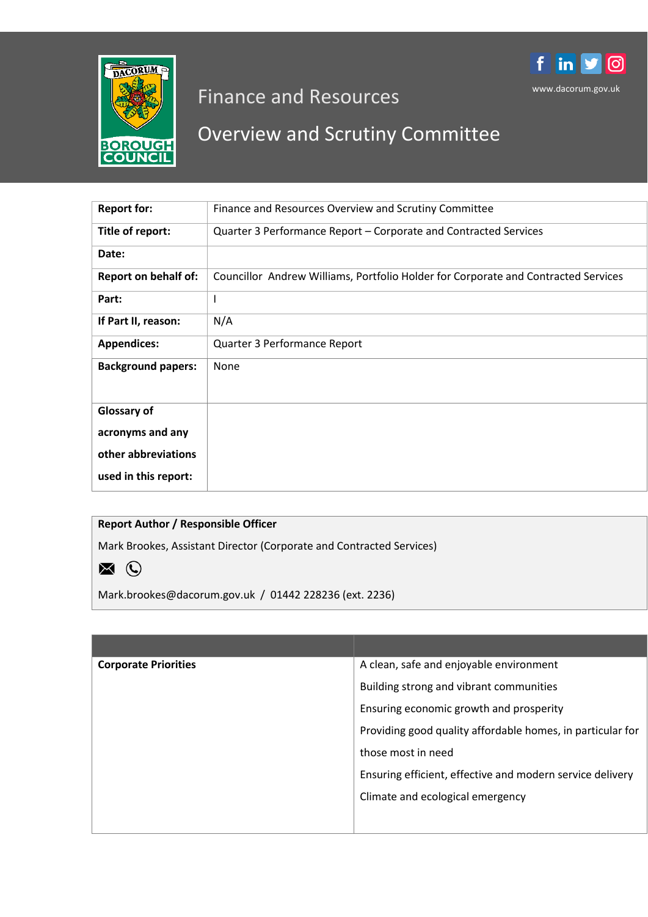# Finance and Resources

# Overview and Scrutiny Committee

www.dacorum.gov.uk

| | |
|---|---|
| **Report for:** | Finance and Resources Overview and Scrutiny Committee |
| **Title of report:** | Quarter 3 Performance Report – Corporate and Contracted Services |
| **Date:** | |
| **Report on behalf of:** | Councillor Andrew Williams, Portfolio Holder for Corporate and Contracted Services |
| **Part:** | I |
| **If Part II, reason:** | N/A |
| **Appendices:** | Quarter 3 Performance Report |
| **Background papers:** | None |
| **Glossary of acronyms and any other abbreviations used in this report:** | |

**Report Author / Responsible Officer**

Mark Brookes, Assistant Director (Corporate and Contracted Services)

Mark.brookes@dacorum.gov.uk / 01442 228236 (ext. 2236)

| | |
|---|---|
| **Corporate Priorities** | A clean, safe and enjoyable environment<br>Building strong and vibrant communities<br>Ensuring economic growth and prosperity<br>Providing good quality affordable homes, in particular for those most in need<br>Ensuring efficient, effective and modern service delivery<br>Climate and ecological emergency |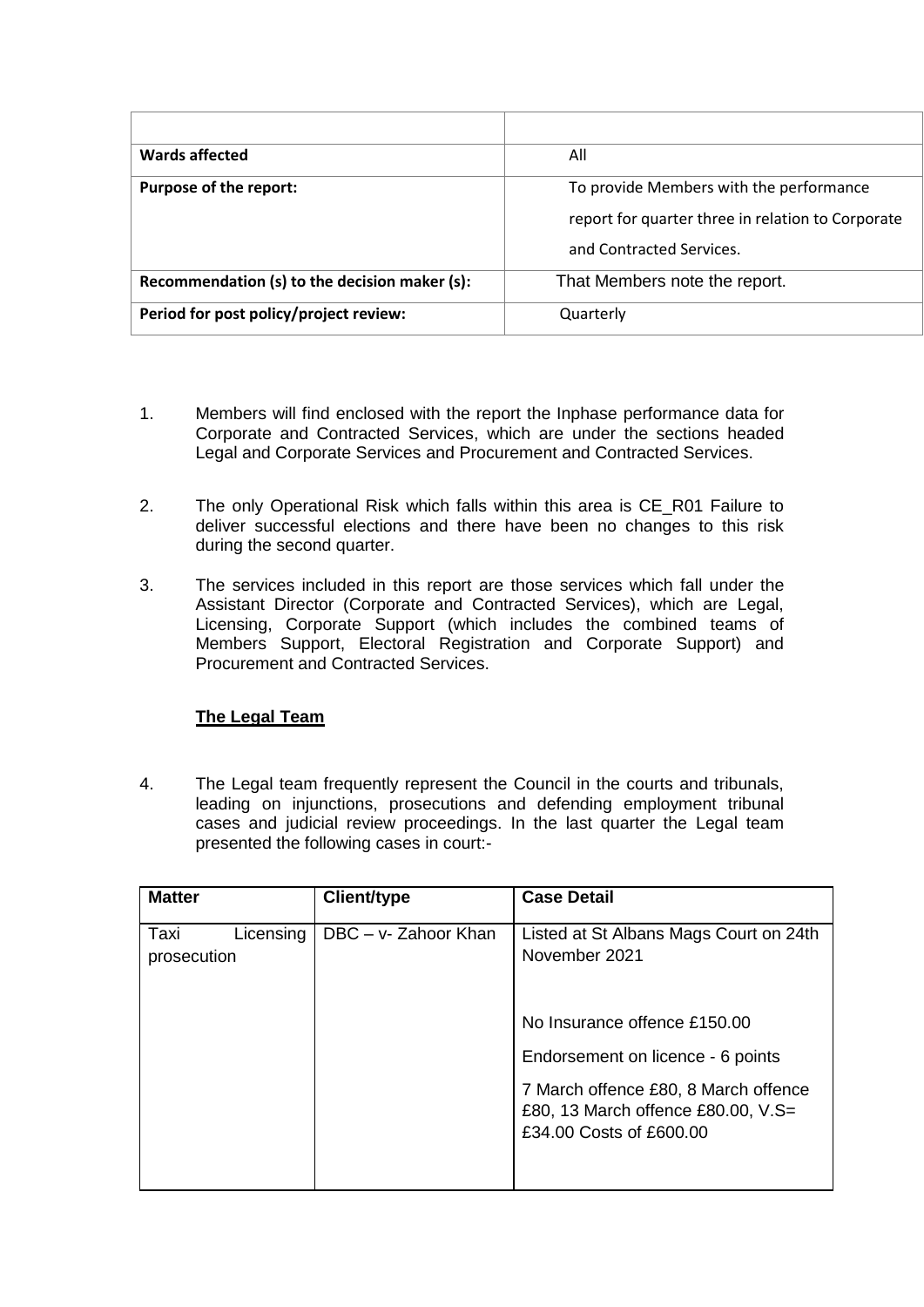| | |
|---|---|
| **Wards affected** | All |
| **Purpose of the report:** | To provide Members with the performance report for quarter three in relation to Corporate and Contracted Services. |
| **Recommendation (s) to the decision maker (s):** | That Members note the report. |
| **Period for post policy/project review:** | Quarterly |

1. Members will find enclosed with the report the Inphase performance data for Corporate and Contracted Services, which are under the sections headed Legal and Corporate Services and Procurement and Contracted Services.

2. The only Operational Risk which falls within this area is CE_R01 Failure to deliver successful elections and there have been no changes to this risk during the second quarter.

3. The services included in this report are those services which fall under the Assistant Director (Corporate and Contracted Services), which are Legal, Licensing, Corporate Support (which includes the combined teams of Members Support, Electoral Registration and Corporate Support) and Procurement and Contracted Services.

**The Legal Team**

4. The Legal team frequently represent the Council in the courts and tribunals, leading on injunctions, prosecutions and defending employment tribunal cases and judicial review proceedings. In the last quarter the Legal team presented the following cases in court:-

| **Matter** | **Client/type** | **Case Detail** |
|---|---|---|
| Taxi Licensing prosecution | DBC – v- Zahoor Khan | Listed at St Albans Mags Court on 24th November 2021<br><br>No Insurance offence £150.00<br><br>Endorsement on licence - 6 points<br><br>7 March offence £80, 8 March offence £80, 13 March offence £80.00, V.S= £34.00 Costs of £600.00 |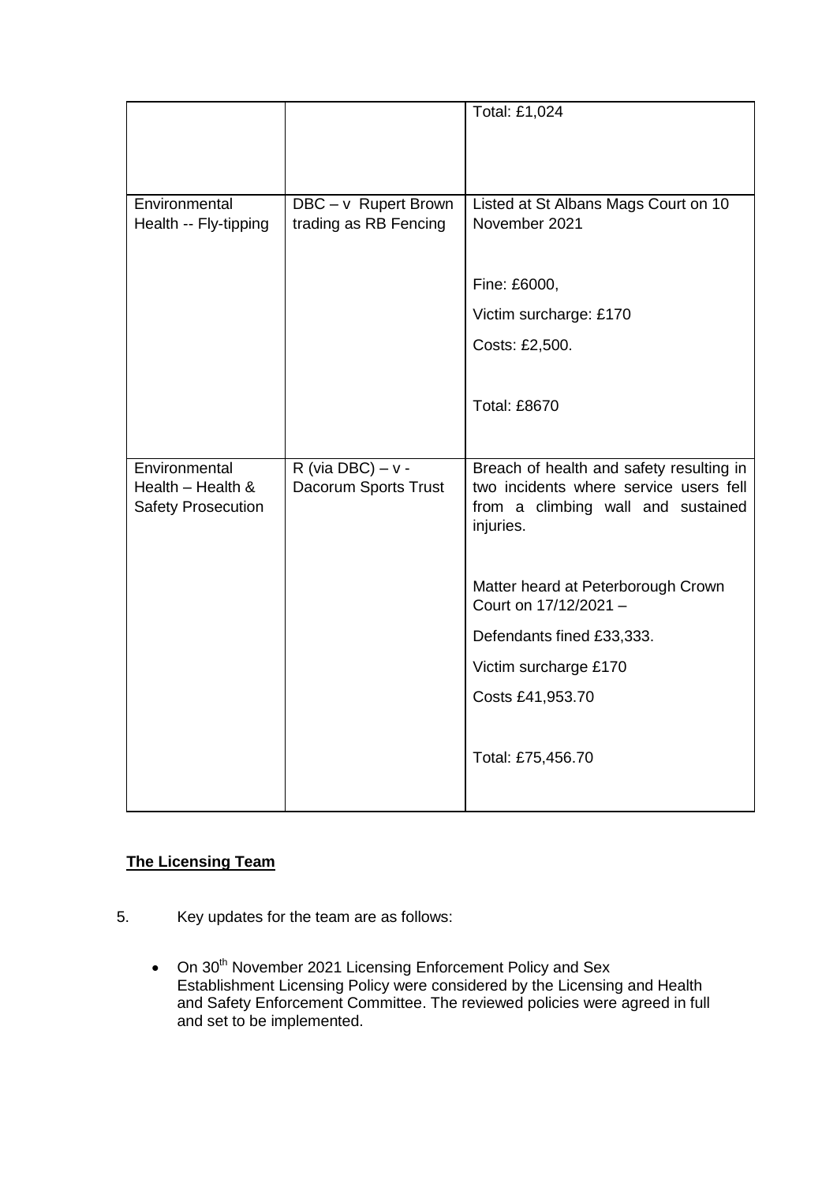| | | |
|---|---|---|
| | | Total: £1,024 |
| Environmental Health -- Fly-tipping | DBC – v Rupert Brown trading as RB Fencing | Listed at St Albans Mags Court on 10 November 2021<br><br>Fine: £6000,<br>Victim surcharge: £170<br>Costs: £2,500.<br><br>Total: £8670 |
| Environmental Health – Health & Safety Prosecution | R (via DBC) – v - Dacorum Sports Trust | Breach of health and safety resulting in two incidents where service users fell from a climbing wall and sustained injuries.<br><br>Matter heard at Peterborough Crown Court on 17/12/2021 –<br>Defendants fined £33,333.<br>Victim surcharge £170<br>Costs £41,953.70<br><br>Total: £75,456.70 |

**The Licensing Team**

5. Key updates for the team are as follows:

- On 30th November 2021 Licensing Enforcement Policy and Sex Establishment Licensing Policy were considered by the Licensing and Health and Safety Enforcement Committee. The reviewed policies were agreed in full and set to be implemented.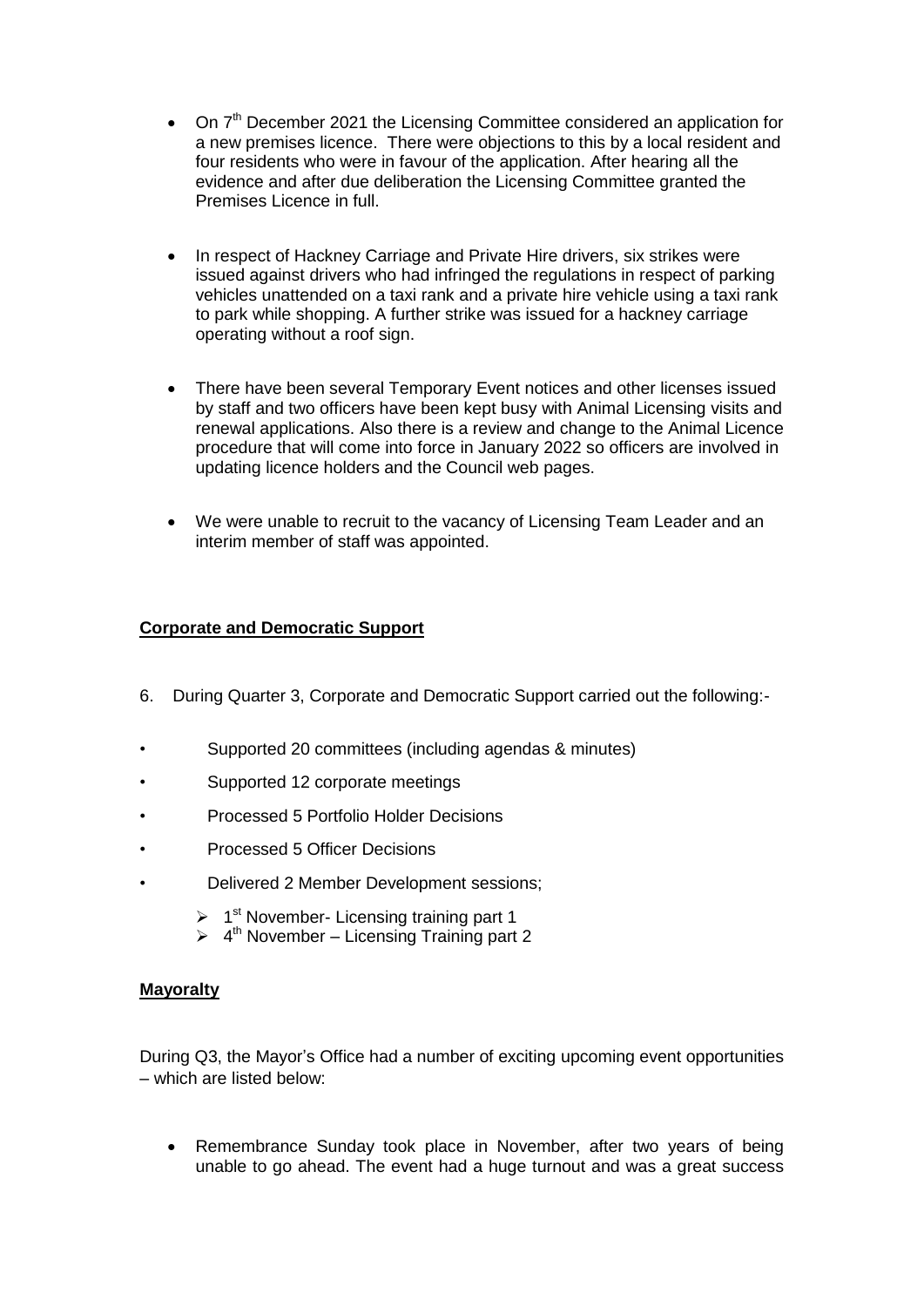- On 7th December 2021 the Licensing Committee considered an application for a new premises licence. There were objections to this by a local resident and four residents who were in favour of the application. After hearing all the evidence and after due deliberation the Licensing Committee granted the Premises Licence in full.

- In respect of Hackney Carriage and Private Hire drivers, six strikes were issued against drivers who had infringed the regulations in respect of parking vehicles unattended on a taxi rank and a private hire vehicle using a taxi rank to park while shopping. A further strike was issued for a hackney carriage operating without a roof sign.

- There have been several Temporary Event notices and other licenses issued by staff and two officers have been kept busy with Animal Licensing visits and renewal applications. Also there is a review and change to the Animal Licence procedure that will come into force in January 2022 so officers are involved in updating licence holders and the Council web pages.

- We were unable to recruit to the vacancy of Licensing Team Leader and an interim member of staff was appointed.

## **Corporate and Democratic Support**

6. During Quarter 3, Corporate and Democratic Support carried out the following:-

- Supported 20 committees (including agendas & minutes)
- Supported 12 corporate meetings
- Processed 5 Portfolio Holder Decisions
- Processed 5 Officer Decisions
- Delivered 2 Member Development sessions;
  - 1st November- Licensing training part 1
  - 4th November – Licensing Training part 2

## **Mayoralty**

During Q3, the Mayor's Office had a number of exciting upcoming event opportunities – which are listed below:

- Remembrance Sunday took place in November, after two years of being unable to go ahead. The event had a huge turnout and was a great success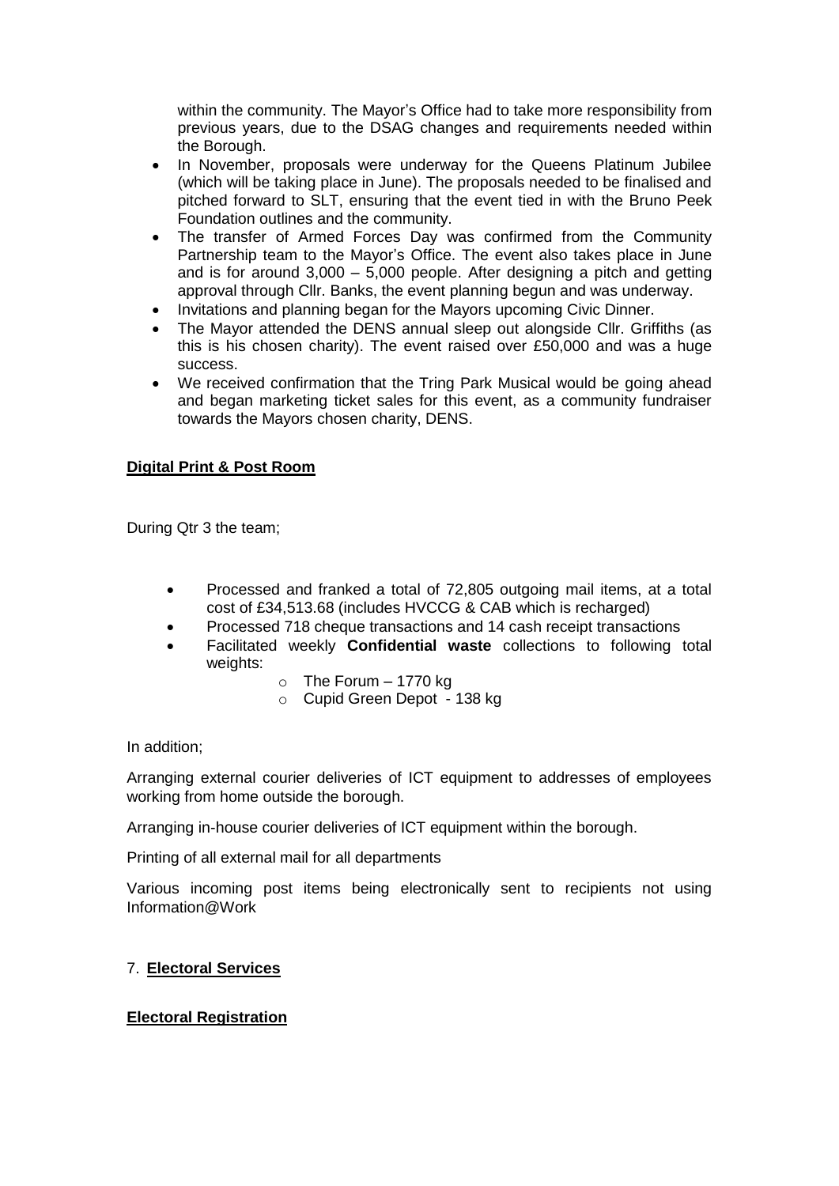within the community. The Mayor's Office had to take more responsibility from previous years, due to the DSAG changes and requirements needed within the Borough.

- In November, proposals were underway for the Queens Platinum Jubilee (which will be taking place in June). The proposals needed to be finalised and pitched forward to SLT, ensuring that the event tied in with the Bruno Peek Foundation outlines and the community.
- The transfer of Armed Forces Day was confirmed from the Community Partnership team to the Mayor's Office. The event also takes place in June and is for around 3,000 – 5,000 people. After designing a pitch and getting approval through Cllr. Banks, the event planning begun and was underway.
- Invitations and planning began for the Mayors upcoming Civic Dinner.
- The Mayor attended the DENS annual sleep out alongside Cllr. Griffiths (as this is his chosen charity). The event raised over £50,000 and was a huge success.
- We received confirmation that the Tring Park Musical would be going ahead and began marketing ticket sales for this event, as a community fundraiser towards the Mayors chosen charity, DENS.

**Digital Print & Post Room**

During Qtr 3 the team;

- Processed and franked a total of 72,805 outgoing mail items, at a total cost of £34,513.68 (includes HVCCG & CAB which is recharged)
- Processed 718 cheque transactions and 14 cash receipt transactions
- Facilitated weekly **Confidential waste** collections to following total weights:
  - The Forum – 1770 kg
  - Cupid Green Depot - 138 kg

In addition;

Arranging external courier deliveries of ICT equipment to addresses of employees working from home outside the borough.

Arranging in-house courier deliveries of ICT equipment within the borough.

Printing of all external mail for all departments

Various incoming post items being electronically sent to recipients not using Information@Work

7. **Electoral Services**

**Electoral Registration**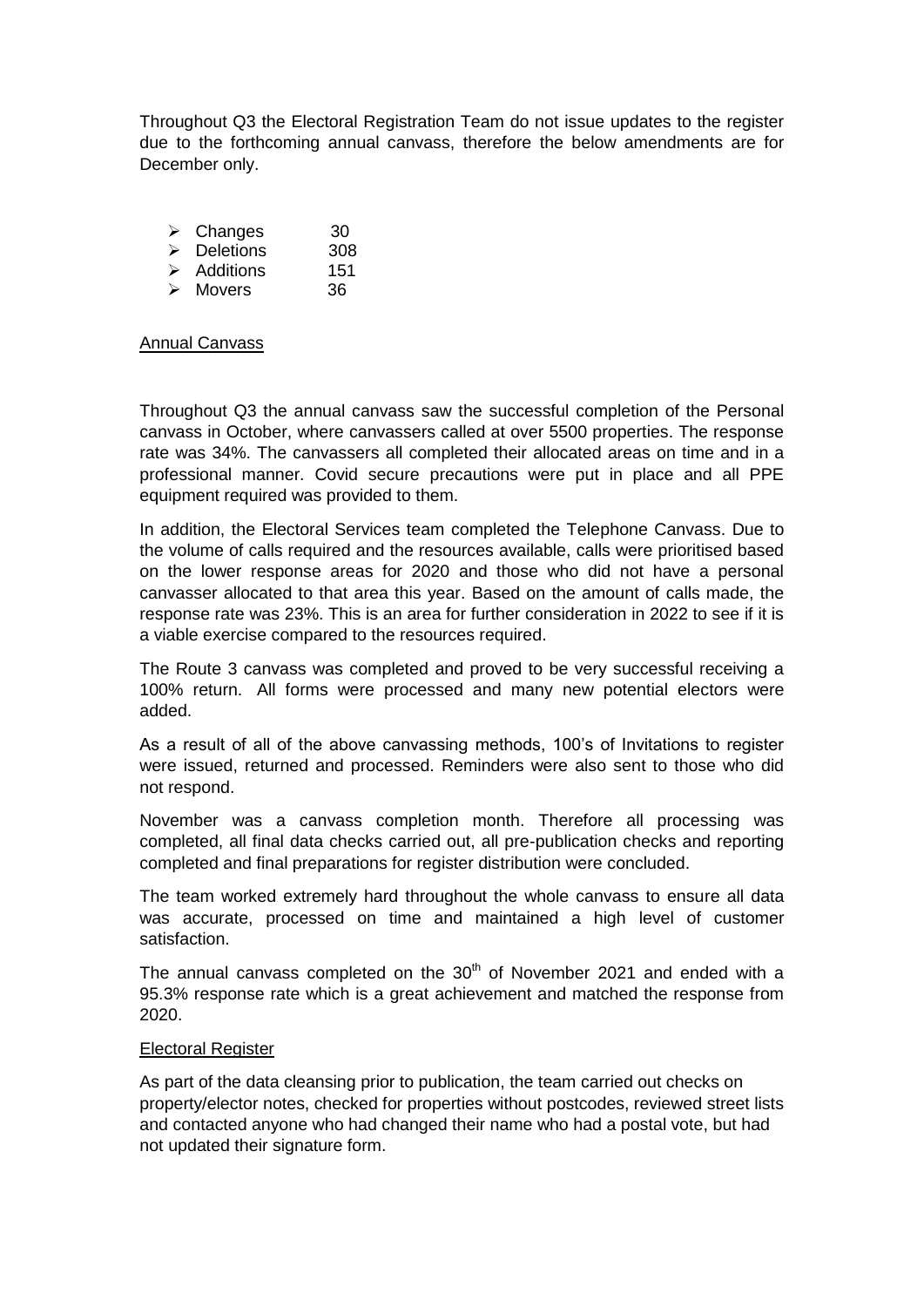Throughout Q3 the Electoral Registration Team do not issue updates to the register due to the forthcoming annual canvass, therefore the below amendments are for December only.

- Changes 30
- Deletions 308
- Additions 151
- Movers 36

Annual Canvass

Throughout Q3 the annual canvass saw the successful completion of the Personal canvass in October, where canvassers called at over 5500 properties. The response rate was 34%. The canvassers all completed their allocated areas on time and in a professional manner. Covid secure precautions were put in place and all PPE equipment required was provided to them.

In addition, the Electoral Services team completed the Telephone Canvass. Due to the volume of calls required and the resources available, calls were prioritised based on the lower response areas for 2020 and those who did not have a personal canvasser allocated to that area this year. Based on the amount of calls made, the response rate was 23%. This is an area for further consideration in 2022 to see if it is a viable exercise compared to the resources required.

The Route 3 canvass was completed and proved to be very successful receiving a 100% return. All forms were processed and many new potential electors were added.

As a result of all of the above canvassing methods, 100's of Invitations to register were issued, returned and processed. Reminders were also sent to those who did not respond.

November was a canvass completion month. Therefore all processing was completed, all final data checks carried out, all pre-publication checks and reporting completed and final preparations for register distribution were concluded.

The team worked extremely hard throughout the whole canvass to ensure all data was accurate, processed on time and maintained a high level of customer satisfaction.

The annual canvass completed on the 30th of November 2021 and ended with a 95.3% response rate which is a great achievement and matched the response from 2020.

Electoral Register

As part of the data cleansing prior to publication, the team carried out checks on property/elector notes, checked for properties without postcodes, reviewed street lists and contacted anyone who had changed their name who had a postal vote, but had not updated their signature form.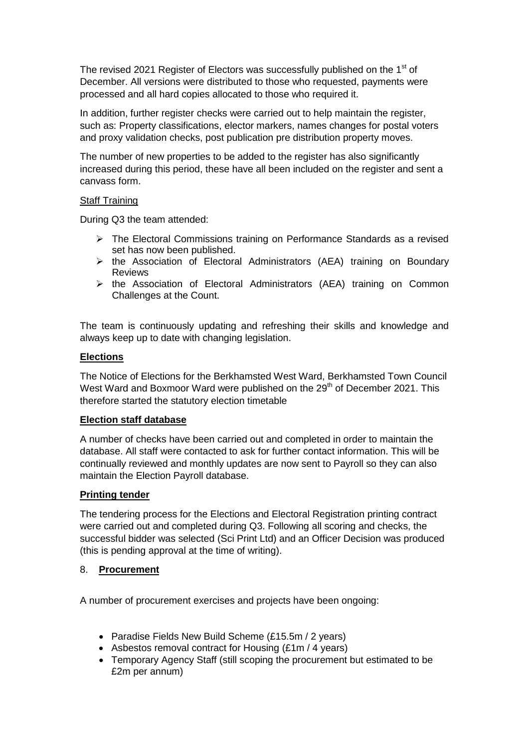The revised 2021 Register of Electors was successfully published on the 1st of December. All versions were distributed to those who requested, payments were processed and all hard copies allocated to those who required it.

In addition, further register checks were carried out to help maintain the register, such as: Property classifications, elector markers, names changes for postal voters and proxy validation checks, post publication pre distribution property moves.

The number of new properties to be added to the register has also significantly increased during this period, these have all been included on the register and sent a canvass form.

<u>Staff Training</u>

During Q3 the team attended:

- The Electoral Commissions training on Performance Standards as a revised set has now been published.
- the Association of Electoral Administrators (AEA) training on Boundary Reviews
- the Association of Electoral Administrators (AEA) training on Common Challenges at the Count.

The team is continuously updating and refreshing their skills and knowledge and always keep up to date with changing legislation.

**Elections**

The Notice of Elections for the Berkhamsted West Ward, Berkhamsted Town Council West Ward and Boxmoor Ward were published on the 29th of December 2021. This therefore started the statutory election timetable

**Election staff database**

A number of checks have been carried out and completed in order to maintain the database. All staff were contacted to ask for further contact information. This will be continually reviewed and monthly updates are now sent to Payroll so they can also maintain the Election Payroll database.

**Printing tender**

The tendering process for the Elections and Electoral Registration printing contract were carried out and completed during Q3. Following all scoring and checks, the successful bidder was selected (Sci Print Ltd) and an Officer Decision was produced (this is pending approval at the time of writing).

## 8. **Procurement**

A number of procurement exercises and projects have been ongoing:

- Paradise Fields New Build Scheme (£15.5m / 2 years)
- Asbestos removal contract for Housing (£1m / 4 years)
- Temporary Agency Staff (still scoping the procurement but estimated to be £2m per annum)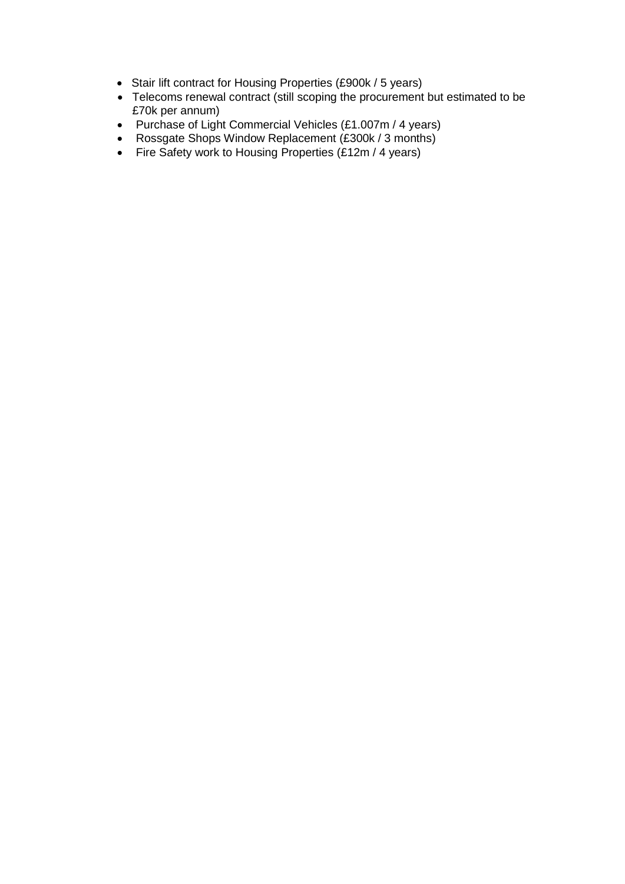- Stair lift contract for Housing Properties (£900k / 5 years)
- Telecoms renewal contract (still scoping the procurement but estimated to be £70k per annum)
- Purchase of Light Commercial Vehicles (£1.007m / 4 years)
- Rossgate Shops Window Replacement (£300k / 3 months)
- Fire Safety work to Housing Properties (£12m / 4 years)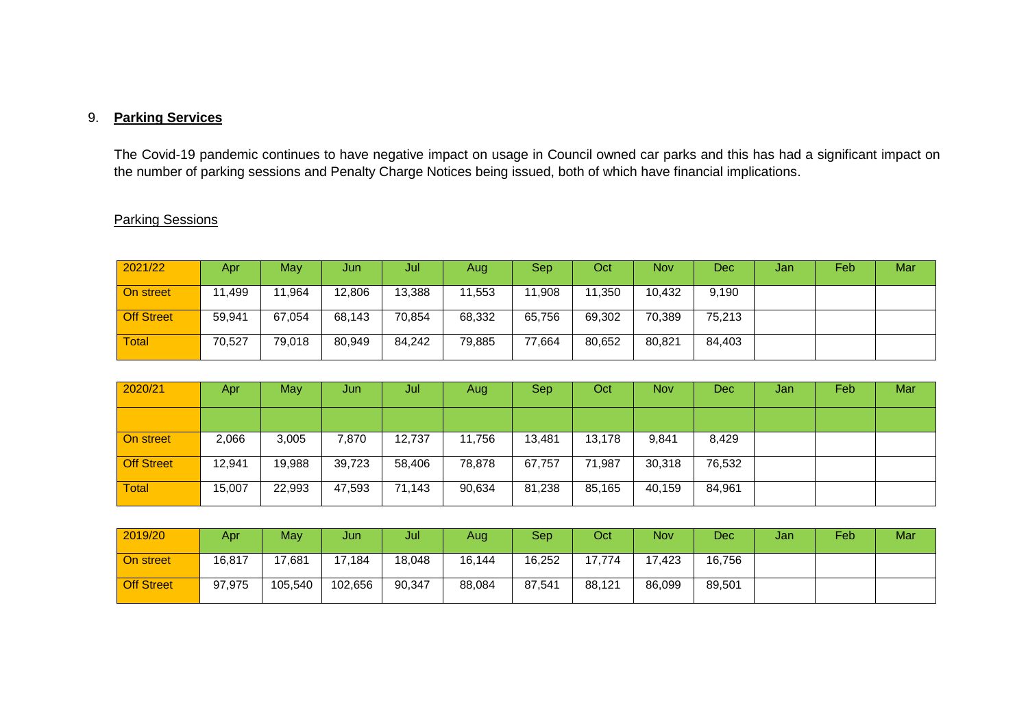## 9. **Parking Services**

The Covid-19 pandemic continues to have negative impact on usage in Council owned car parks and this has had a significant impact on the number of parking sessions and Penalty Charge Notices being issued, both of which have financial implications.

### Parking Sessions

| 2021/22 | Apr | May | Jun | Jul | Aug | Sep | Oct | Nov | Dec | Jan | Feb | Mar |
|---|---|---|---|---|---|---|---|---|---|---|---|---|
| On street | 11,499 | 11,964 | 12,806 | 13,388 | 11,553 | 11,908 | 11,350 | 10,432 | 9,190 | | | |
| Off Street | 59,941 | 67,054 | 68,143 | 70,854 | 68,332 | 65,756 | 69,302 | 70,389 | 75,213 | | | |
| Total | 70,527 | 79,018 | 80,949 | 84,242 | 79,885 | 77,664 | 80,652 | 80,821 | 84,403 | | | |

| 2020/21 | Apr | May | Jun | Jul | Aug | Sep | Oct | Nov | Dec | Jan | Feb | Mar |
|---|---|---|---|---|---|---|---|---|---|---|---|---|
| | | | | | | | | | | | | |
| On street | 2,066 | 3,005 | 7,870 | 12,737 | 11,756 | 13,481 | 13,178 | 9,841 | 8,429 | | | |
| Off Street | 12,941 | 19,988 | 39,723 | 58,406 | 78,878 | 67,757 | 71,987 | 30,318 | 76,532 | | | |
| Total | 15,007 | 22,993 | 47,593 | 71,143 | 90,634 | 81,238 | 85,165 | 40,159 | 84,961 | | | |

| 2019/20 | Apr | May | Jun | Jul | Aug | Sep | Oct | Nov | Dec | Jan | Feb | Mar |
|---|---|---|---|---|---|---|---|---|---|---|---|---|
| On street | 16,817 | 17,681 | 17,184 | 18,048 | 16,144 | 16,252 | 17,774 | 17,423 | 16,756 | | | |
| Off Street | 97,975 | 105,540 | 102,656 | 90,347 | 88,084 | 87,541 | 88,121 | 86,099 | 89,501 | | | |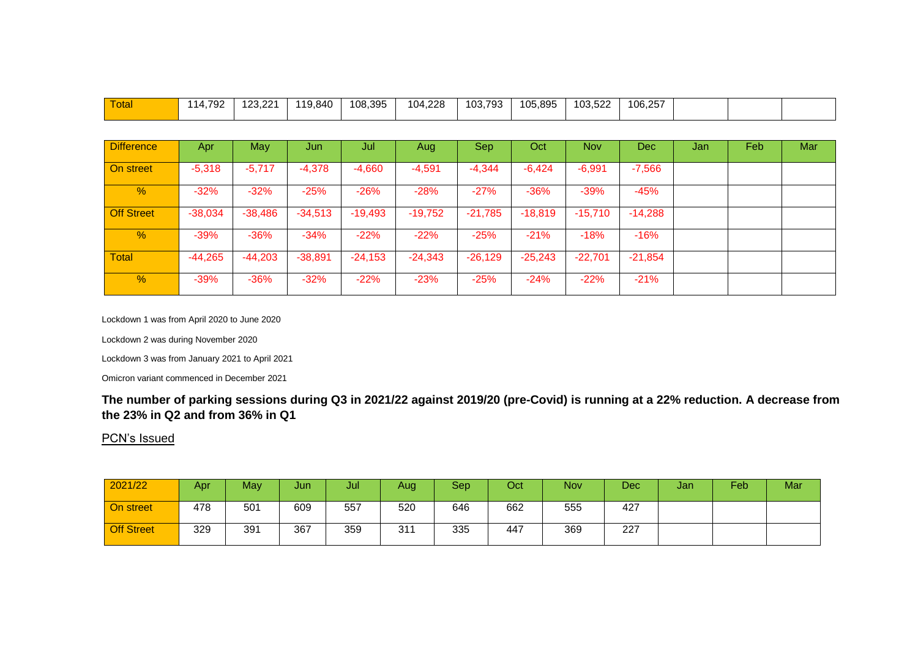| Total | 114,792 | 123,221 | 119,840 | 108,395 | 104,228 | 103,793 | 105,895 | 103,522 | 106,257 | | | |
|---|---|---|---|---|---|---|---|---|---|---|---|---|

| Difference | Apr | May | Jun | Jul | Aug | Sep | Oct | Nov | Dec | Jan | Feb | Mar |
|---|---|---|---|---|---|---|---|---|---|---|---|---|
| On street | -5,318 | -5,717 | -4,378 | -4,660 | -4,591 | -4,344 | -6,424 | -6,991 | -7,566 | | | |
| % | -32% | -32% | -25% | -26% | -28% | -27% | -36% | -39% | -45% | | | |
| Off Street | -38,034 | -38,486 | -34,513 | -19,493 | -19,752 | -21,785 | -18,819 | -15,710 | -14,288 | | | |
| % | -39% | -36% | -34% | -22% | -22% | -25% | -21% | -18% | -16% | | | |
| Total | -44,265 | -44,203 | -38,891 | -24,153 | -24,343 | -26,129 | -25,243 | -22,701 | -21,854 | | | |
| % | -39% | -36% | -32% | -22% | -23% | -25% | -24% | -22% | -21% | | | |

Lockdown 1 was from April 2020 to June 2020

Lockdown 2 was during November 2020

Lockdown 3 was from January 2021 to April 2021

Omicron variant commenced in December 2021

**The number of parking sessions during Q3 in 2021/22 against 2019/20 (pre-Covid) is running at a 22% reduction. A decrease from the 23% in Q2 and from 36% in Q1**

<u>PCN's Issued</u>

| 2021/22 | Apr | May | Jun | Jul | Aug | Sep | Oct | Nov | Dec | Jan | Feb | Mar |
|---|---|---|---|---|---|---|---|---|---|---|---|---|
| On street | 478 | 501 | 609 | 557 | 520 | 646 | 662 | 555 | 427 | | | |
| Off Street | 329 | 391 | 367 | 359 | 311 | 335 | 447 | 369 | 227 | | | |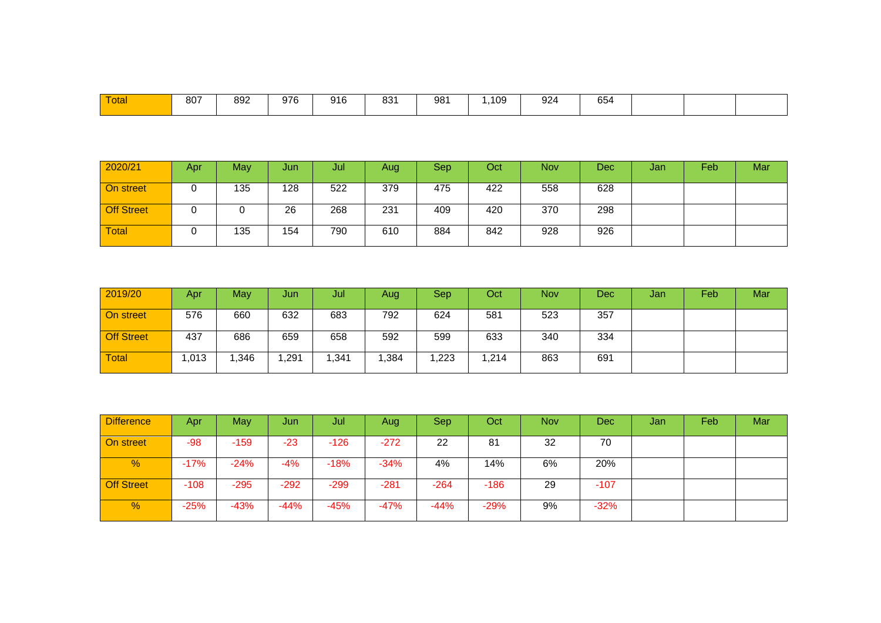| Total | 807 | 892 | 976 | 916 | 831 | 981 | 1,109 | 924 | 654 | | | |
|---|---|---|---|---|---|---|---|---|---|---|---|---|

| 2020/21 | Apr | May | Jun | Jul | Aug | Sep | Oct | Nov | Dec | Jan | Feb | Mar |
|---|---|---|---|---|---|---|---|---|---|---|---|---|
| On street | 0 | 135 | 128 | 522 | 379 | 475 | 422 | 558 | 628 | | | |
| Off Street | 0 | 0 | 26 | 268 | 231 | 409 | 420 | 370 | 298 | | | |
| Total | 0 | 135 | 154 | 790 | 610 | 884 | 842 | 928 | 926 | | | |

| 2019/20 | Apr | May | Jun | Jul | Aug | Sep | Oct | Nov | Dec | Jan | Feb | Mar |
|---|---|---|---|---|---|---|---|---|---|---|---|---|
| On street | 576 | 660 | 632 | 683 | 792 | 624 | 581 | 523 | 357 | | | |
| Off Street | 437 | 686 | 659 | 658 | 592 | 599 | 633 | 340 | 334 | | | |
| Total | 1,013 | 1,346 | 1,291 | 1,341 | 1,384 | 1,223 | 1,214 | 863 | 691 | | | |

| Difference | Apr | May | Jun | Jul | Aug | Sep | Oct | Nov | Dec | Jan | Feb | Mar |
|---|---|---|---|---|---|---|---|---|---|---|---|---|
| On street | -98 | -159 | -23 | -126 | -272 | 22 | 81 | 32 | 70 | | | |
| % | -17% | -24% | -4% | -18% | -34% | 4% | 14% | 6% | 20% | | | |
| Off Street | -108 | -295 | -292 | -299 | -281 | -264 | -186 | 29 | -107 | | | |
| % | -25% | -43% | -44% | -45% | -47% | -44% | -29% | 9% | -32% | | | |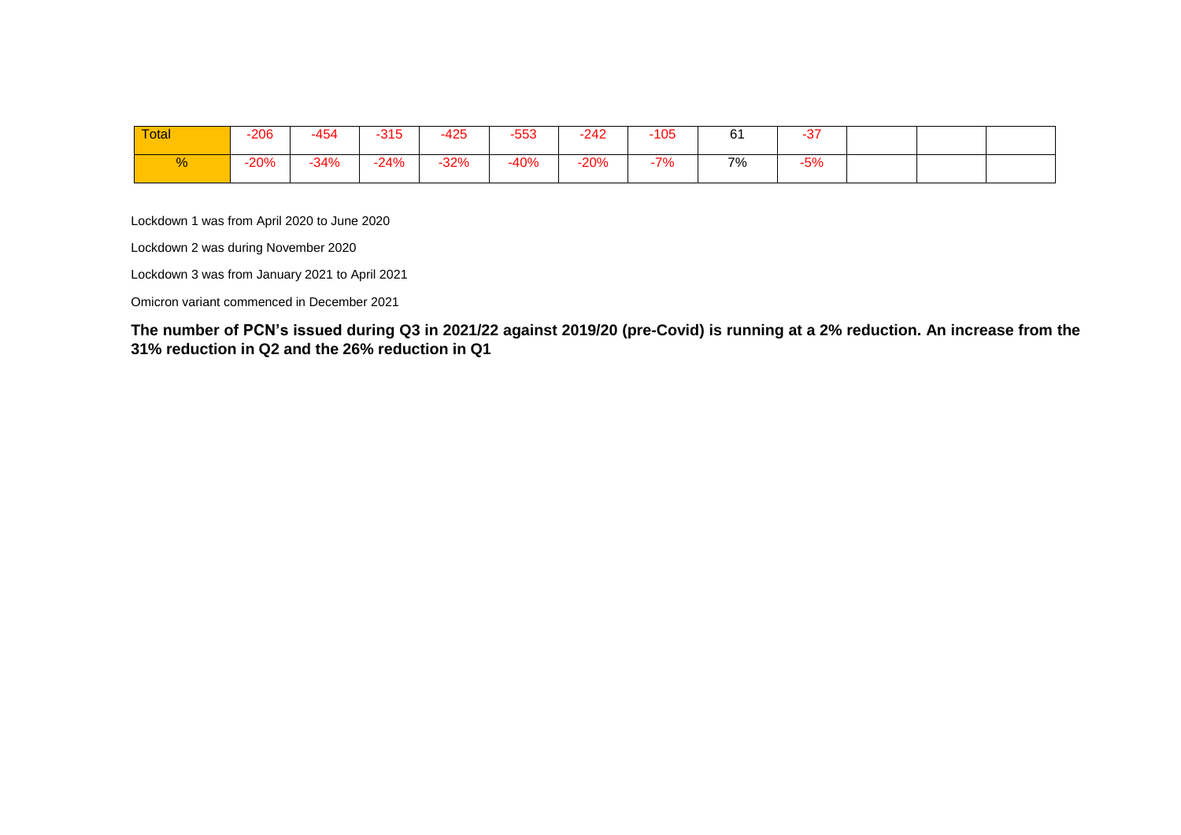| Total | -206 | -454 | -315 | -425 | -553 | -242 | -105 | 61 | -37 | | | |
|---|---|---|---|---|---|---|---|---|---|---|---|---|
| % | -20% | -34% | -24% | -32% | -40% | -20% | -7% | 7% | -5% | | | |

Lockdown 1 was from April 2020 to June 2020

Lockdown 2 was during November 2020

Lockdown 3 was from January 2021 to April 2021

Omicron variant commenced in December 2021

**The number of PCN's issued during Q3 in 2021/22 against 2019/20 (pre-Covid) is running at a 2% reduction. An increase from the 31% reduction in Q2 and the 26% reduction in Q1**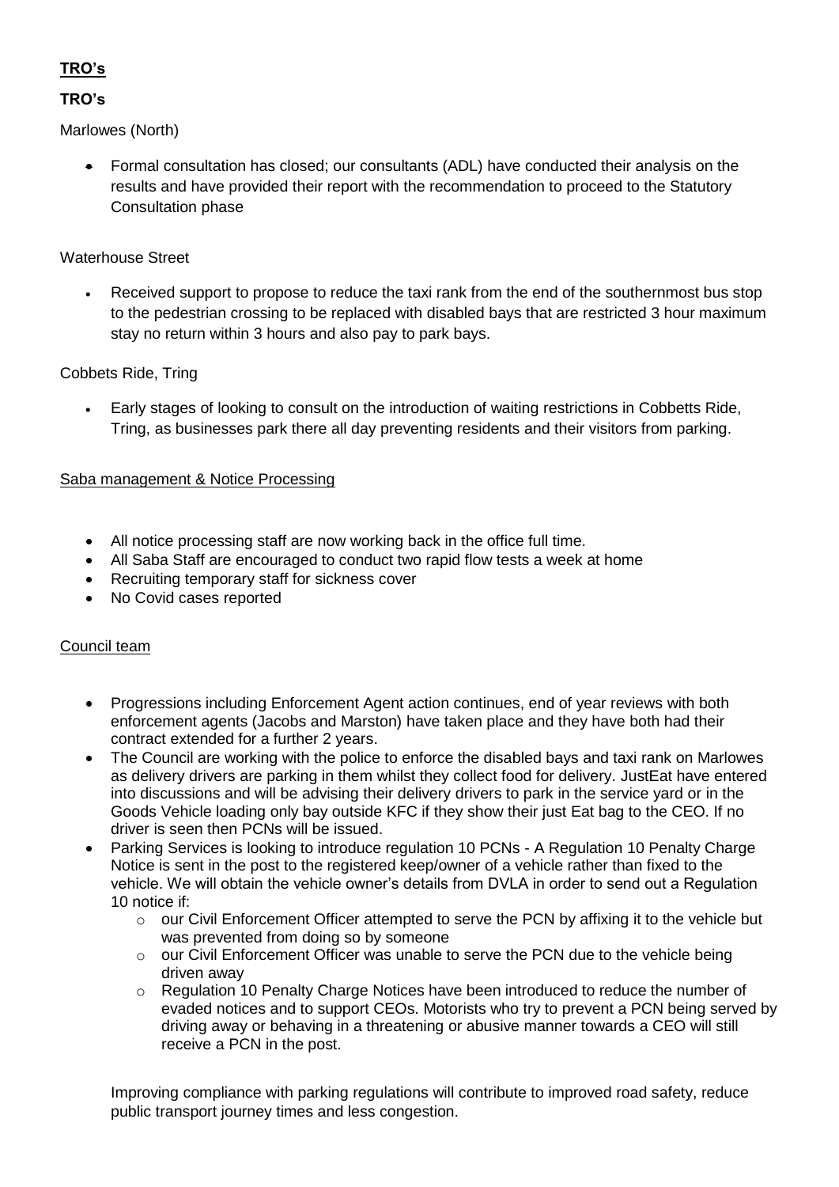## TRO's

### TRO's

Marlowes (North)

- Formal consultation has closed; our consultants (ADL) have conducted their analysis on the results and have provided their report with the recommendation to proceed to the Statutory Consultation phase

Waterhouse Street

- Received support to propose to reduce the taxi rank from the end of the southernmost bus stop to the pedestrian crossing to be replaced with disabled bays that are restricted 3 hour maximum stay no return within 3 hours and also pay to park bays.

Cobbets Ride, Tring

- Early stages of looking to consult on the introduction of waiting restrictions in Cobbetts Ride, Tring, as businesses park there all day preventing residents and their visitors from parking.

Saba management & Notice Processing

- All notice processing staff are now working back in the office full time.
- All Saba Staff are encouraged to conduct two rapid flow tests a week at home
- Recruiting temporary staff for sickness cover
- No Covid cases reported

Council team

- Progressions including Enforcement Agent action continues, end of year reviews with both enforcement agents (Jacobs and Marston) have taken place and they have both had their contract extended for a further 2 years.
- The Council are working with the police to enforce the disabled bays and taxi rank on Marlowes as delivery drivers are parking in them whilst they collect food for delivery. JustEat have entered into discussions and will be advising their delivery drivers to park in the service yard or in the Goods Vehicle loading only bay outside KFC if they show their just Eat bag to the CEO. If no driver is seen then PCNs will be issued.
- Parking Services is looking to introduce regulation 10 PCNs - A Regulation 10 Penalty Charge Notice is sent in the post to the registered keep/owner of a vehicle rather than fixed to the vehicle. We will obtain the vehicle owner's details from DVLA in order to send out a Regulation 10 notice if:
  - our Civil Enforcement Officer attempted to serve the PCN by affixing it to the vehicle but was prevented from doing so by someone
  - our Civil Enforcement Officer was unable to serve the PCN due to the vehicle being driven away
  - Regulation 10 Penalty Charge Notices have been introduced to reduce the number of evaded notices and to support CEOs. Motorists who try to prevent a PCN being served by driving away or behaving in a threatening or abusive manner towards a CEO will still receive a PCN in the post.

Improving compliance with parking regulations will contribute to improved road safety, reduce public transport journey times and less congestion.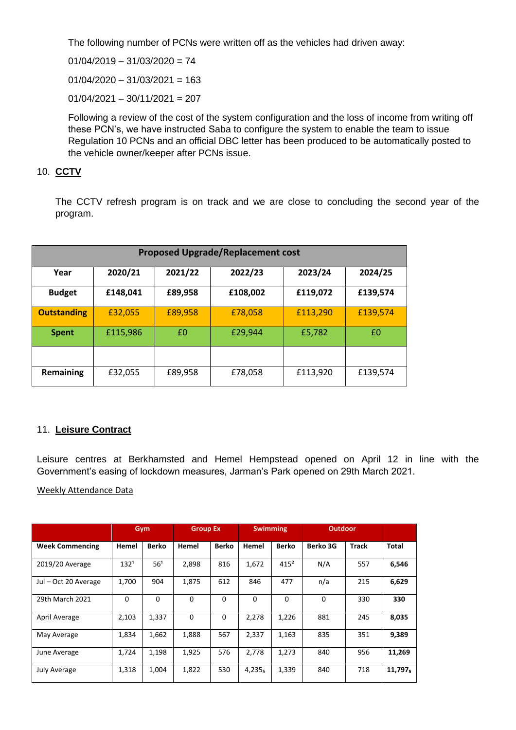The following number of PCNs were written off as the vehicles had driven away:

01/04/2019 – 31/03/2020 = 74

01/04/2020 – 31/03/2021 = 163

01/04/2021 – 30/11/2021 = 207

Following a review of the cost of the system configuration and the loss of income from writing off these PCN's, we have instructed Saba to configure the system to enable the team to issue Regulation 10 PCNs and an official DBC letter has been produced to be automatically posted to the vehicle owner/keeper after PCNs issue.

## 10. CCTV

The CCTV refresh program is on track and we are close to concluding the second year of the program.

| Proposed Upgrade/Replacement cost | | | | | |
|---|---|---|---|---|---|
| **Year** | **2020/21** | **2021/22** | **2022/23** | **2023/24** | **2024/25** |
| **Budget** | **£148,041** | **£89,958** | **£108,002** | **£119,072** | **£139,574** |
| **Outstanding** | £32,055 | £89,958 | £78,058 | £113,290 | £139,574 |
| **Spent** | £115,986 | £0 | £29,944 | £5,782 | £0 |
| | | | | | |
| **Remaining** | £32,055 | £89,958 | £78,058 | £113,920 | £139,574 |

## 11. Leisure Contract

Leisure centres at Berkhamsted and Hemel Hempstead opened on April 12 in line with the Government's easing of lockdown measures, Jarman's Park opened on 29th March 2021.

Weekly Attendance Data

| | Gym | | Group Ex | | Swimming | | Outdoor | | |
|---|---|---|---|---|---|---|---|---|---|
| **Week Commencing** | **Hemel** | **Berko** | **Hemel** | **Berko** | **Hemel** | **Berko** | **Berko 3G** | **Track** | **Total** |
| 2019/20 Average | 132[1] | 56[1] | 2,898 | 816 | 1,672 | 415[2] | N/A | 557 | **6,546** |
| Jul – Oct 20 Average | 1,700 | 904 | 1,875 | 612 | 846 | 477 | n/a | 215 | **6,629** |
| 29th March 2021 | 0 | 0 | 0 | 0 | 0 | 0 | 0 | 330 | **330** |
| April Average | 2,103 | 1,337 | 0 | 0 | 2,278 | 1,226 | 881 | 245 | **8,035** |
| May Average | 1,834 | 1,662 | 1,888 | 567 | 2,337 | 1,163 | 835 | 351 | **9,389** |
| June Average | 1,724 | 1,198 | 1,925 | 576 | 2,778 | 1,273 | 840 | 956 | **11,269** |
| July Average | 1,318 | 1,004 | 1,822 | 530 | 4,235[5] | 1,339 | 840 | 718 | **11,797[5]** |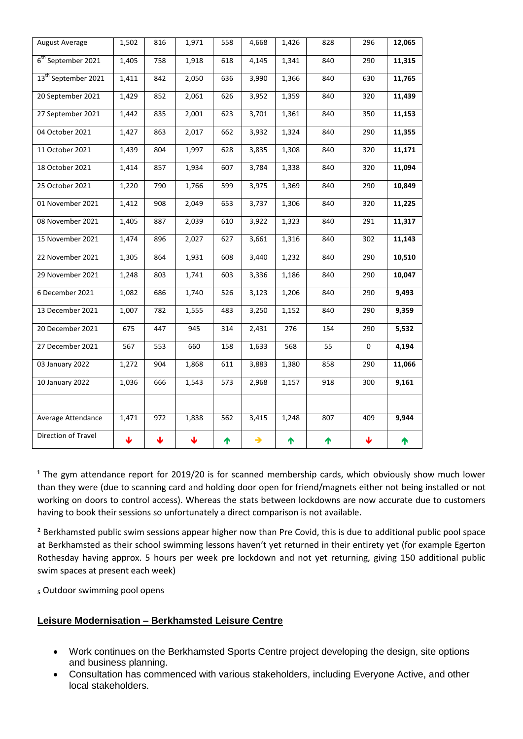| August Average | 1,502 | 816 | 1,971 | 558 | 4,668 | 1,426 | 828 | 296 | **12,065** |
|---|---|---|---|---|---|---|---|---|---|
| 6th September 2021 | 1,405 | 758 | 1,918 | 618 | 4,145 | 1,341 | 840 | 290 | **11,315** |
| 13th September 2021 | 1,411 | 842 | 2,050 | 636 | 3,990 | 1,366 | 840 | 630 | **11,765** |
| 20 September 2021 | 1,429 | 852 | 2,061 | 626 | 3,952 | 1,359 | 840 | 320 | **11,439** |
| 27 September 2021 | 1,442 | 835 | 2,001 | 623 | 3,701 | 1,361 | 840 | 350 | **11,153** |
| 04 October 2021 | 1,427 | 863 | 2,017 | 662 | 3,932 | 1,324 | 840 | 290 | **11,355** |
| 11 October 2021 | 1,439 | 804 | 1,997 | 628 | 3,835 | 1,308 | 840 | 320 | **11,171** |
| 18 October 2021 | 1,414 | 857 | 1,934 | 607 | 3,784 | 1,338 | 840 | 320 | **11,094** |
| 25 October 2021 | 1,220 | 790 | 1,766 | 599 | 3,975 | 1,369 | 840 | 290 | **10,849** |
| 01 November 2021 | 1,412 | 908 | 2,049 | 653 | 3,737 | 1,306 | 840 | 320 | **11,225** |
| 08 November 2021 | 1,405 | 887 | 2,039 | 610 | 3,922 | 1,323 | 840 | 291 | **11,317** |
| 15 November 2021 | 1,474 | 896 | 2,027 | 627 | 3,661 | 1,316 | 840 | 302 | **11,143** |
| 22 November 2021 | 1,305 | 864 | 1,931 | 608 | 3,440 | 1,232 | 840 | 290 | **10,510** |
| 29 November 2021 | 1,248 | 803 | 1,741 | 603 | 3,336 | 1,186 | 840 | 290 | **10,047** |
| 6 December 2021 | 1,082 | 686 | 1,740 | 526 | 3,123 | 1,206 | 840 | 290 | **9,493** |
| 13 December 2021 | 1,007 | 782 | 1,555 | 483 | 3,250 | 1,152 | 840 | 290 | **9,359** |
| 20 December 2021 | 675 | 447 | 945 | 314 | 2,431 | 276 | 154 | 290 | **5,532** |
| 27 December 2021 | 567 | 553 | 660 | 158 | 1,633 | 568 | 55 | 0 | **4,194** |
| 03 January 2022 | 1,272 | 904 | 1,868 | 611 | 3,883 | 1,380 | 858 | 290 | **11,066** |
| 10 January 2022 | 1,036 | 666 | 1,543 | 573 | 2,968 | 1,157 | 918 | 300 | **9,161** |
| | | | | | | | | | |
| Average Attendance | 1,471 | 972 | 1,838 | 562 | 3,415 | 1,248 | 807 | 409 | **9,944** |
| Direction of Travel | ↓ | ↓ | ↓ | ↑ | → | ↑ | ↑ | ↓ | ↑ |

[1] The gym attendance report for 2019/20 is for scanned membership cards, which obviously show much lower than they were (due to scanning card and holding door open for friend/magnets either not being installed or not working on doors to control access). Whereas the stats between lockdowns are now accurate due to customers having to book their sessions so unfortunately a direct comparison is not available.

[2] Berkhamsted public swim sessions appear higher now than Pre Covid, this is due to additional public pool space at Berkhamsted as their school swimming lessons haven't yet returned in their entirety yet (for example Egerton Rothesday having approx. 5 hours per week pre lockdown and not yet returning, giving 150 additional public swim spaces at present each week)

[5] Outdoor swimming pool opens

## Leisure Modernisation – Berkhamsted Leisure Centre

- Work continues on the Berkhamsted Sports Centre project developing the design, site options and business planning.
- Consultation has commenced with various stakeholders, including Everyone Active, and other local stakeholders.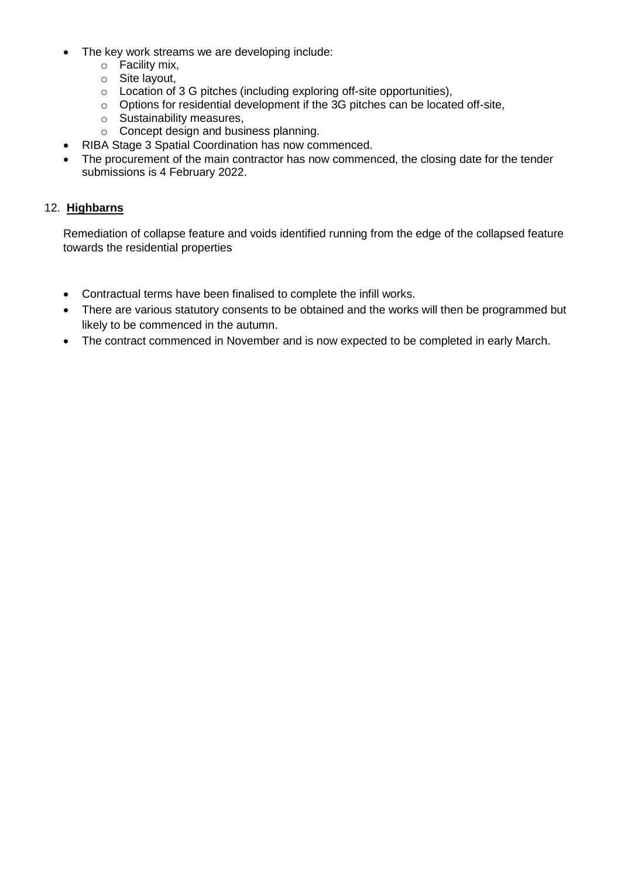- The key work streams we are developing include:
  - Facility mix,
  - Site layout,
  - Location of 3 G pitches (including exploring off-site opportunities),
  - Options for residential development if the 3G pitches can be located off-site,
  - Sustainability measures,
  - Concept design and business planning.
- RIBA Stage 3 Spatial Coordination has now commenced.
- The procurement of the main contractor has now commenced, the closing date for the tender submissions is 4 February 2022.

12. **Highbarns**

Remediation of collapse feature and voids identified running from the edge of the collapsed feature towards the residential properties

- Contractual terms have been finalised to complete the infill works.
- There are various statutory consents to be obtained and the works will then be programmed but likely to be commenced in the autumn.
- The contract commenced in November and is now expected to be completed in early March.